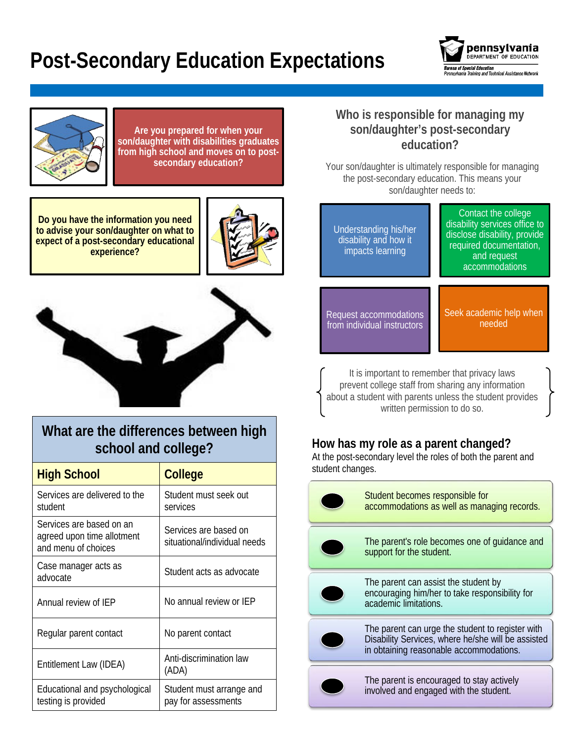# Post-Secondary Education Expectations

**Are you prepared for when your son/daughter with disabilities graduates from high school and moves on to post-secondary education?**

**Do you have the information you need to advise your son/daughter on what to expect of a post-secondary educational experience?**

## What are the differences between high school and college?

| High School | College |
|---|---|
| Services are delivered to the student | Student must seek out services |
| Services are based on an agreed upon time allotment and menu of choices | Services are based on situational/individual needs |
| Case manager acts as advocate | Student acts as advocate |
| Annual review of IEP | No annual review or IEP |
| Regular parent contact | No parent contact |
| Entitlement Law (IDEA) | Anti-discrimination law (ADA) |
| Educational and psychological testing is provided | Student must arrange and pay for assessments |

## Who is responsible for managing my son/daughter's post-secondary education?

Your son/daughter is ultimately responsible for managing the post-secondary education. This means your son/daughter needs to:

- Understanding his/her disability and how it impacts learning
- Contact the college disability services office to disclose disability, provide required documentation, and request accommodations
- Request accommodations from individual instructors
- Seek academic help when needed

It is important to remember that privacy laws prevent college staff from sharing any information about a student with parents unless the student provides written permission to do so.

## How has my role as a parent changed?

At the post-secondary level the roles of both the parent and student changes.

- Student becomes responsible for accommodations as well as managing records.
- The parent's role becomes one of guidance and support for the student.
- The parent can assist the student by encouraging him/her to take responsibility for academic limitations.
- The parent can urge the student to register with Disability Services, where he/she will be assisted in obtaining reasonable accommodations.
- The parent is encouraged to stay actively involved and engaged with the student.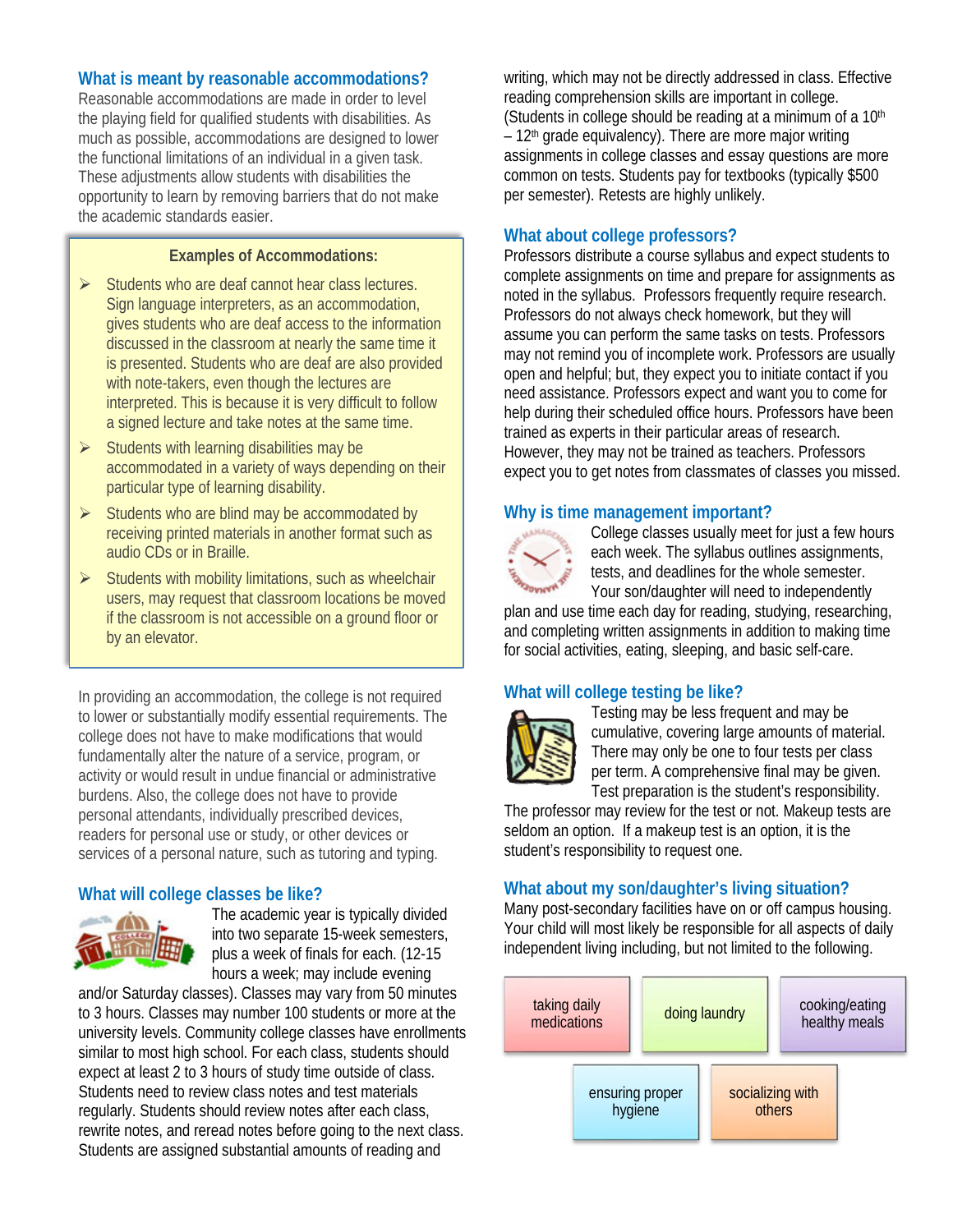## What is meant by reasonable accommodations?

Reasonable accommodations are made in order to level the playing field for qualified students with disabilities. As much as possible, accommodations are designed to lower the functional limitations of an individual in a given task. These adjustments allow students with disabilities the opportunity to learn by removing barriers that do not make the academic standards easier.

**Examples of Accommodations:**

- Students who are deaf cannot hear class lectures. Sign language interpreters, as an accommodation, gives students who are deaf access to the information discussed in the classroom at nearly the same time it is presented. Students who are deaf are also provided with note-takers, even though the lectures are interpreted. This is because it is very difficult to follow a signed lecture and take notes at the same time.
- Students with learning disabilities may be accommodated in a variety of ways depending on their particular type of learning disability.
- Students who are blind may be accommodated by receiving printed materials in another format such as audio CDs or in Braille.
- Students with mobility limitations, such as wheelchair users, may request that classroom locations be moved if the classroom is not accessible on a ground floor or by an elevator.

In providing an accommodation, the college is not required to lower or substantially modify essential requirements. The college does not have to make modifications that would fundamentally alter the nature of a service, program, or activity or would result in undue financial or administrative burdens. Also, the college does not have to provide personal attendants, individually prescribed devices, readers for personal use or study, or other devices or services of a personal nature, such as tutoring and typing.

## What will college classes be like?

The academic year is typically divided into two separate 15-week semesters, plus a week of finals for each. (12-15 hours a week; may include evening and/or Saturday classes). Classes may vary from 50 minutes to 3 hours. Classes may number 100 students or more at the university levels. Community college classes have enrollments similar to most high school. For each class, students should expect at least 2 to 3 hours of study time outside of class. Students need to review class notes and test materials regularly. Students should review notes after each class, rewrite notes, and reread notes before going to the next class. Students are assigned substantial amounts of reading and writing, which may not be directly addressed in class. Effective reading comprehension skills are important in college. (Students in college should be reading at a minimum of a 10th – 12th grade equivalency). There are more major writing assignments in college classes and essay questions are more common on tests. Students pay for textbooks (typically $500 per semester). Retests are highly unlikely.

## What about college professors?

Professors distribute a course syllabus and expect students to complete assignments on time and prepare for assignments as noted in the syllabus. Professors frequently require research. Professors do not always check homework, but they will assume you can perform the same tasks on tests. Professors may not remind you of incomplete work. Professors are usually open and helpful; but, they expect you to initiate contact if you need assistance. Professors expect and want you to come for help during their scheduled office hours. Professors have been trained as experts in their particular areas of research. However, they may not be trained as teachers. Professors expect you to get notes from classmates of classes you missed.

## Why is time management important?

College classes usually meet for just a few hours each week. The syllabus outlines assignments, tests, and deadlines for the whole semester. Your son/daughter will need to independently plan and use time each day for reading, studying, researching, and completing written assignments in addition to making time for social activities, eating, sleeping, and basic self-care.

## What will college testing be like?

Testing may be less frequent and may be cumulative, covering large amounts of material. There may only be one to four tests per class per term. A comprehensive final may be given. Test preparation is the student's responsibility. The professor may review for the test or not. Makeup tests are seldom an option. If a makeup test is an option, it is the student's responsibility to request one.

## What about my son/daughter's living situation?

Many post-secondary facilities have on or off campus housing. Your child will most likely be responsible for all aspects of daily independent living including, but not limited to the following.

- taking daily medications
- doing laundry
- cooking/eating healthy meals
- ensuring proper hygiene
- socializing with others